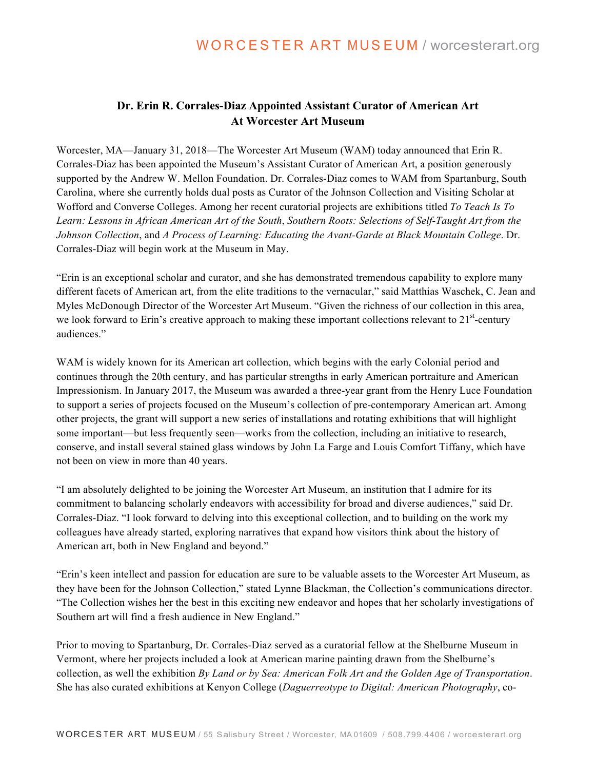# Dr. Erin R. Corrales-Diaz Appointed Assistant Curator of American Art At Worcester Art Museum

Worcester, MA—January 31, 2018—The Worcester Art Museum (WAM) today announced that Erin R. Corrales-Diaz has been appointed the Museum's Assistant Curator of American Art, a position generously supported by the Andrew W. Mellon Foundation. Dr. Corrales-Diaz comes to WAM from Spartanburg, South Carolina, where she currently holds dual posts as Curator of the Johnson Collection and Visiting Scholar at Wofford and Converse Colleges. Among her recent curatorial projects are exhibitions titled *To Teach Is To Learn: Lessons in African American Art of the South*, *Southern Roots: Selections of Self-Taught Art from the Johnson Collection*, and *A Process of Learning: Educating the Avant-Garde at Black Mountain College*. Dr. Corrales-Diaz will begin work at the Museum in May.

"Erin is an exceptional scholar and curator, and she has demonstrated tremendous capability to explore many different facets of American art, from the elite traditions to the vernacular," said Matthias Waschek, C. Jean and Myles McDonough Director of the Worcester Art Museum. "Given the richness of our collection in this area, we look forward to Erin's creative approach to making these important collections relevant to 21st-century audiences."

WAM is widely known for its American art collection, which begins with the early Colonial period and continues through the 20th century, and has particular strengths in early American portraiture and American Impressionism. In January 2017, the Museum was awarded a three-year grant from the Henry Luce Foundation to support a series of projects focused on the Museum's collection of pre-contemporary American art. Among other projects, the grant will support a new series of installations and rotating exhibitions that will highlight some important—but less frequently seen—works from the collection, including an initiative to research, conserve, and install several stained glass windows by John La Farge and Louis Comfort Tiffany, which have not been on view in more than 40 years.

"I am absolutely delighted to be joining the Worcester Art Museum, an institution that I admire for its commitment to balancing scholarly endeavors with accessibility for broad and diverse audiences," said Dr. Corrales-Diaz. "I look forward to delving into this exceptional collection, and to building on the work my colleagues have already started, exploring narratives that expand how visitors think about the history of American art, both in New England and beyond."

"Erin's keen intellect and passion for education are sure to be valuable assets to the Worcester Art Museum, as they have been for the Johnson Collection," stated Lynne Blackman, the Collection's communications director. "The Collection wishes her the best in this exciting new endeavor and hopes that her scholarly investigations of Southern art will find a fresh audience in New England."

Prior to moving to Spartanburg, Dr. Corrales-Diaz served as a curatorial fellow at the Shelburne Museum in Vermont, where her projects included a look at American marine painting drawn from the Shelburne's collection, as well the exhibition *By Land or by Sea: American Folk Art and the Golden Age of Transportation*. She has also curated exhibitions at Kenyon College (*Daguerreotype to Digital: American Photography*, co-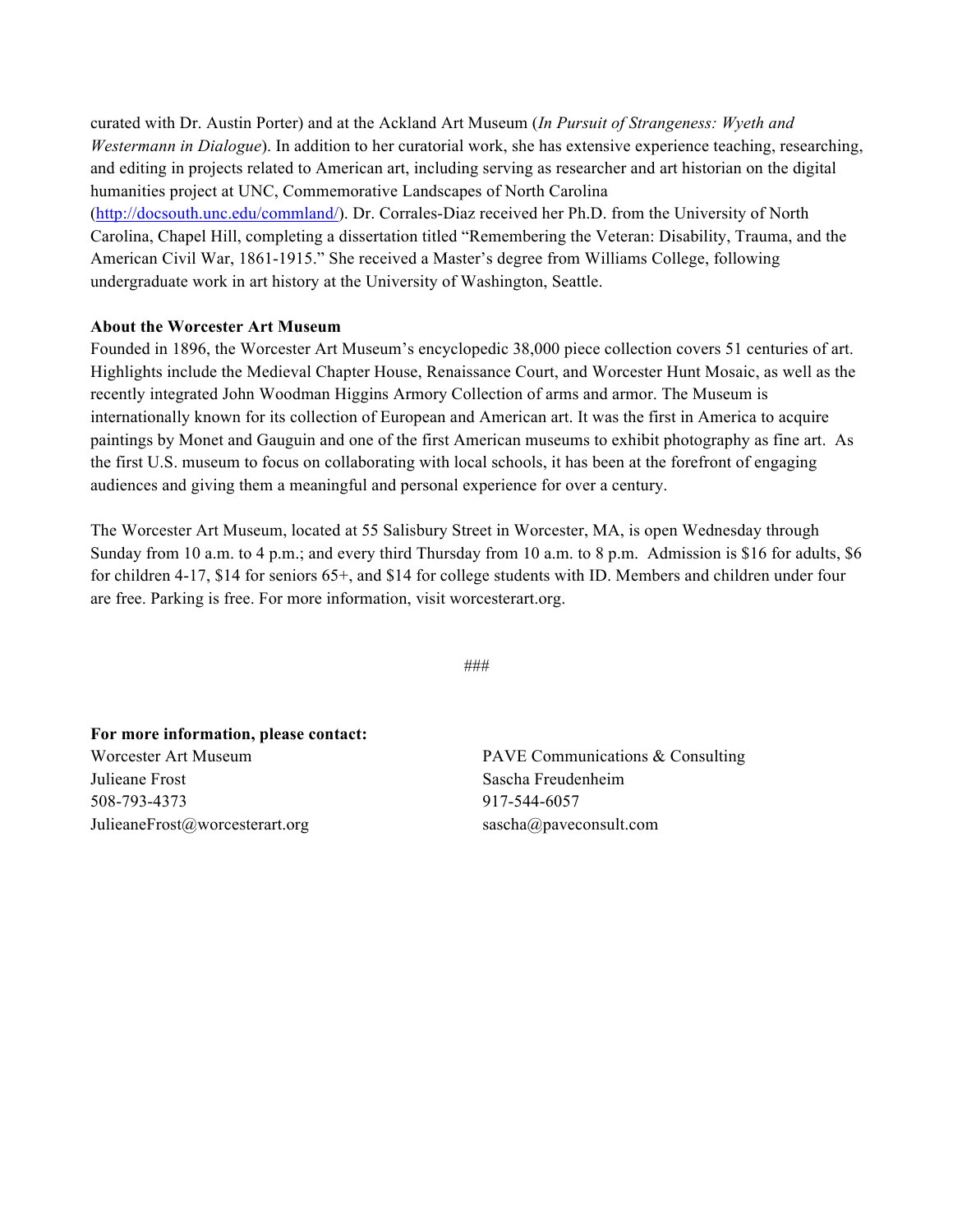curated with Dr. Austin Porter) and at the Ackland Art Museum (*In Pursuit of Strangeness: Wyeth and Westermann in Dialogue*). In addition to her curatorial work, she has extensive experience teaching, researching, and editing in projects related to American art, including serving as researcher and art historian on the digital humanities project at UNC, Commemorative Landscapes of North Carolina (http://docsouth.unc.edu/commland/). Dr. Corrales-Diaz received her Ph.D. from the University of North Carolina, Chapel Hill, completing a dissertation titled "Remembering the Veteran: Disability, Trauma, and the American Civil War, 1861-1915." She received a Master's degree from Williams College, following undergraduate work in art history at the University of Washington, Seattle.

**About the Worcester Art Museum**

Founded in 1896, the Worcester Art Museum's encyclopedic 38,000 piece collection covers 51 centuries of art. Highlights include the Medieval Chapter House, Renaissance Court, and Worcester Hunt Mosaic, as well as the recently integrated John Woodman Higgins Armory Collection of arms and armor. The Museum is internationally known for its collection of European and American art. It was the first in America to acquire paintings by Monet and Gauguin and one of the first American museums to exhibit photography as fine art. As the first U.S. museum to focus on collaborating with local schools, it has been at the forefront of engaging audiences and giving them a meaningful and personal experience for over a century.

The Worcester Art Museum, located at 55 Salisbury Street in Worcester, MA, is open Wednesday through Sunday from 10 a.m. to 4 p.m.; and every third Thursday from 10 a.m. to 8 p.m. Admission is $16 for adults, $6 for children 4-17, $14 for seniors 65+, and $14 for college students with ID. Members and children under four are free. Parking is free. For more information, visit worcesterart.org.

###

**For more information, please contact:**

Worcester Art Museum
Julieane Frost
508-793-4373
JulieaneFrost@worcesterart.org

PAVE Communications & Consulting
Sascha Freudenheim
917-544-6057
sascha@paveconsult.com